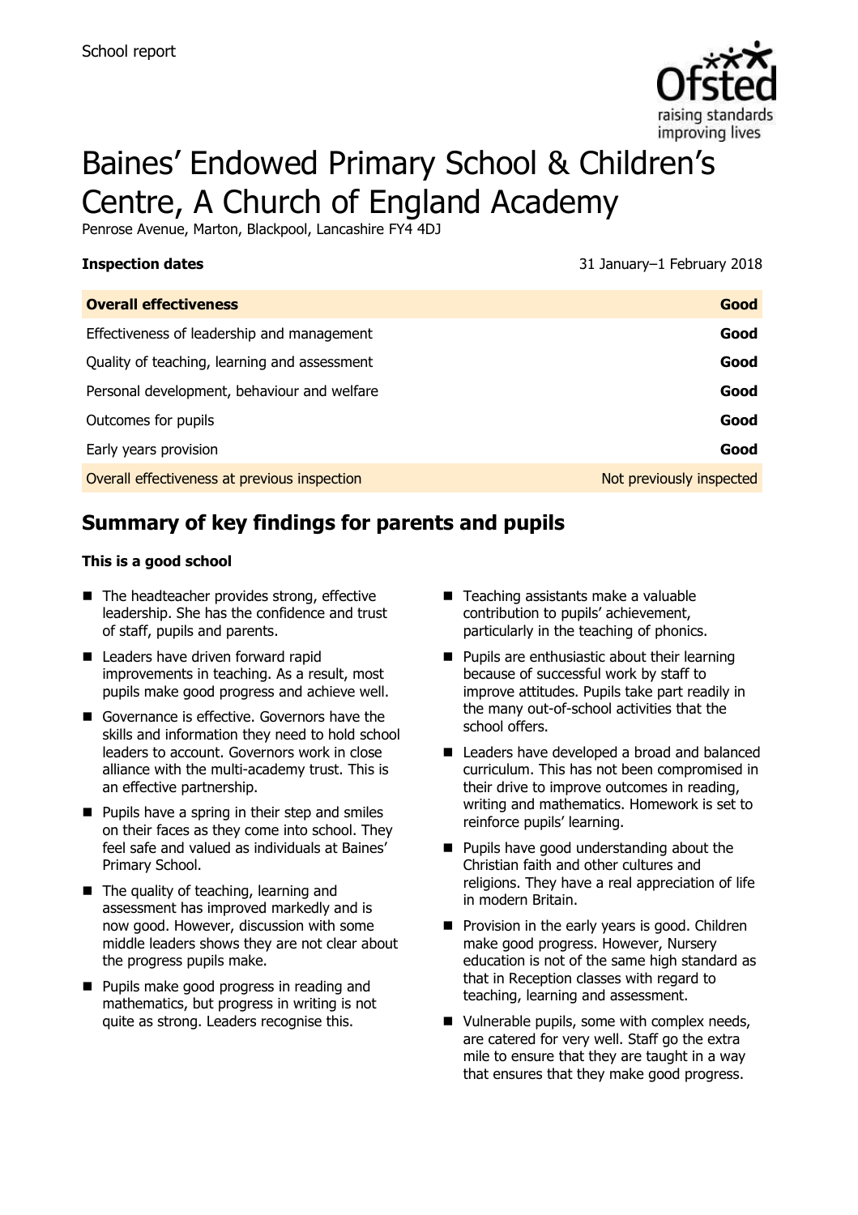School report

# Baines' Endowed Primary School & Children's Centre, A Church of England Academy

Penrose Avenue, Marton, Blackpool, Lancashire FY4 4DJ

**Inspection dates** 31 January–1 February 2018

| **Overall effectiveness** | **Good** |
|---|---|
| Effectiveness of leadership and management | **Good** |
| Quality of teaching, learning and assessment | **Good** |
| Personal development, behaviour and welfare | **Good** |
| Outcomes for pupils | **Good** |
| Early years provision | **Good** |
| Overall effectiveness at previous inspection | Not previously inspected |

## Summary of key findings for parents and pupils

**This is a good school**

- The headteacher provides strong, effective leadership. She has the confidence and trust of staff, pupils and parents.
- Leaders have driven forward rapid improvements in teaching. As a result, most pupils make good progress and achieve well.
- Governance is effective. Governors have the skills and information they need to hold school leaders to account. Governors work in close alliance with the multi-academy trust. This is an effective partnership.
- Pupils have a spring in their step and smiles on their faces as they come into school. They feel safe and valued as individuals at Baines' Primary School.
- The quality of teaching, learning and assessment has improved markedly and is now good. However, discussion with some middle leaders shows they are not clear about the progress pupils make.
- Pupils make good progress in reading and mathematics, but progress in writing is not quite as strong. Leaders recognise this.
- Teaching assistants make a valuable contribution to pupils' achievement, particularly in the teaching of phonics.
- Pupils are enthusiastic about their learning because of successful work by staff to improve attitudes. Pupils take part readily in the many out-of-school activities that the school offers.
- Leaders have developed a broad and balanced curriculum. This has not been compromised in their drive to improve outcomes in reading, writing and mathematics. Homework is set to reinforce pupils' learning.
- Pupils have good understanding about the Christian faith and other cultures and religions. They have a real appreciation of life in modern Britain.
- Provision in the early years is good. Children make good progress. However, Nursery education is not of the same high standard as that in Reception classes with regard to teaching, learning and assessment.
- Vulnerable pupils, some with complex needs, are catered for very well. Staff go the extra mile to ensure that they are taught in a way that ensures that they make good progress.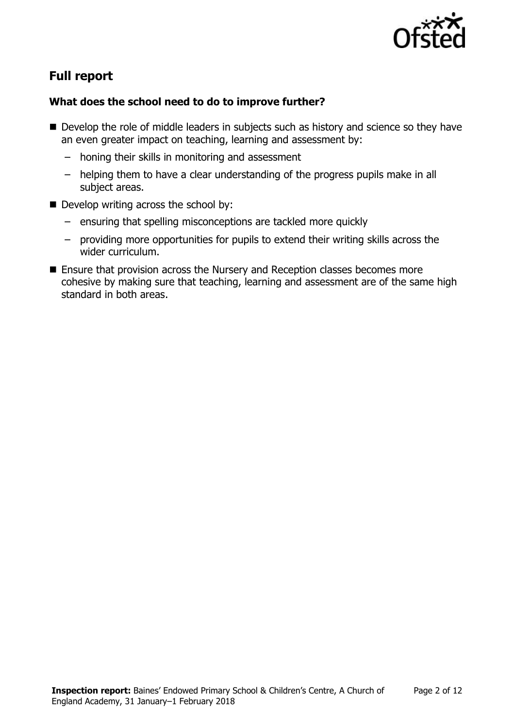## Full report

### What does the school need to do to improve further?

- Develop the role of middle leaders in subjects such as history and science so they have an even greater impact on teaching, learning and assessment by:
  - honing their skills in monitoring and assessment
  - helping them to have a clear understanding of the progress pupils make in all subject areas.
- Develop writing across the school by:
  - ensuring that spelling misconceptions are tackled more quickly
  - providing more opportunities for pupils to extend their writing skills across the wider curriculum.
- Ensure that provision across the Nursery and Reception classes becomes more cohesive by making sure that teaching, learning and assessment are of the same high standard in both areas.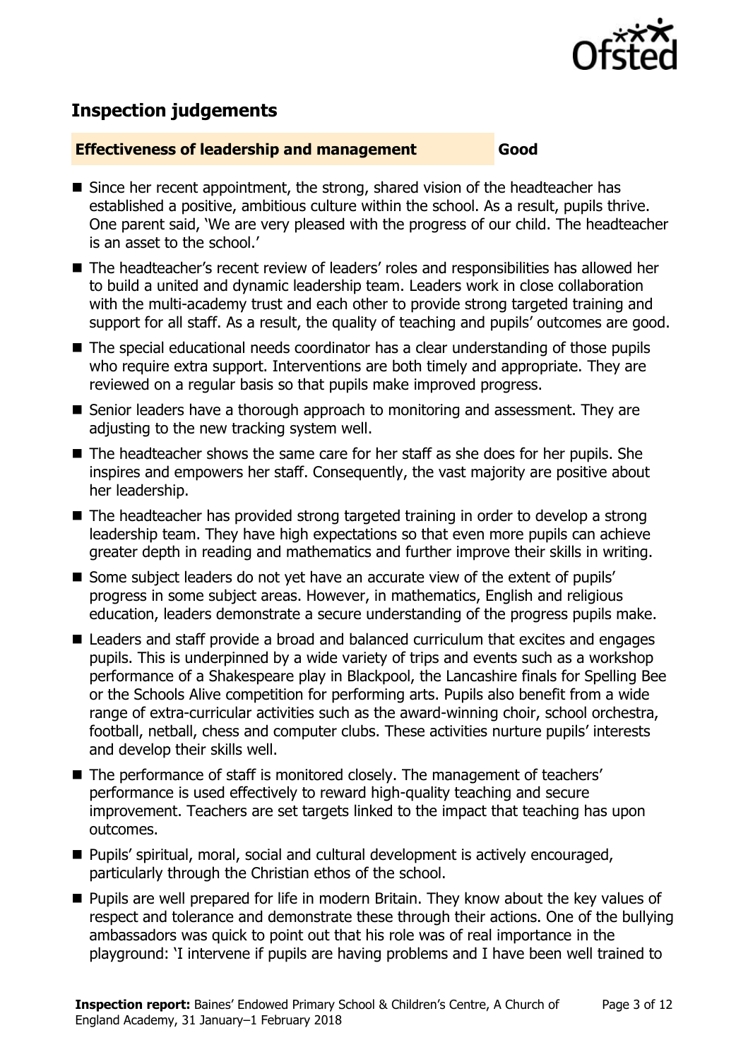## Inspection judgements

**Effectiveness of leadership and management** **Good**

- Since her recent appointment, the strong, shared vision of the headteacher has established a positive, ambitious culture within the school. As a result, pupils thrive. One parent said, 'We are very pleased with the progress of our child. The headteacher is an asset to the school.'
- The headteacher's recent review of leaders' roles and responsibilities has allowed her to build a united and dynamic leadership team. Leaders work in close collaboration with the multi-academy trust and each other to provide strong targeted training and support for all staff. As a result, the quality of teaching and pupils' outcomes are good.
- The special educational needs coordinator has a clear understanding of those pupils who require extra support. Interventions are both timely and appropriate. They are reviewed on a regular basis so that pupils make improved progress.
- Senior leaders have a thorough approach to monitoring and assessment. They are adjusting to the new tracking system well.
- The headteacher shows the same care for her staff as she does for her pupils. She inspires and empowers her staff. Consequently, the vast majority are positive about her leadership.
- The headteacher has provided strong targeted training in order to develop a strong leadership team. They have high expectations so that even more pupils can achieve greater depth in reading and mathematics and further improve their skills in writing.
- Some subject leaders do not yet have an accurate view of the extent of pupils' progress in some subject areas. However, in mathematics, English and religious education, leaders demonstrate a secure understanding of the progress pupils make.
- Leaders and staff provide a broad and balanced curriculum that excites and engages pupils. This is underpinned by a wide variety of trips and events such as a workshop performance of a Shakespeare play in Blackpool, the Lancashire finals for Spelling Bee or the Schools Alive competition for performing arts. Pupils also benefit from a wide range of extra-curricular activities such as the award-winning choir, school orchestra, football, netball, chess and computer clubs. These activities nurture pupils' interests and develop their skills well.
- The performance of staff is monitored closely. The management of teachers' performance is used effectively to reward high-quality teaching and secure improvement. Teachers are set targets linked to the impact that teaching has upon outcomes.
- Pupils' spiritual, moral, social and cultural development is actively encouraged, particularly through the Christian ethos of the school.
- Pupils are well prepared for life in modern Britain. They know about the key values of respect and tolerance and demonstrate these through their actions. One of the bullying ambassadors was quick to point out that his role was of real importance in the playground: 'I intervene if pupils are having problems and I have been well trained to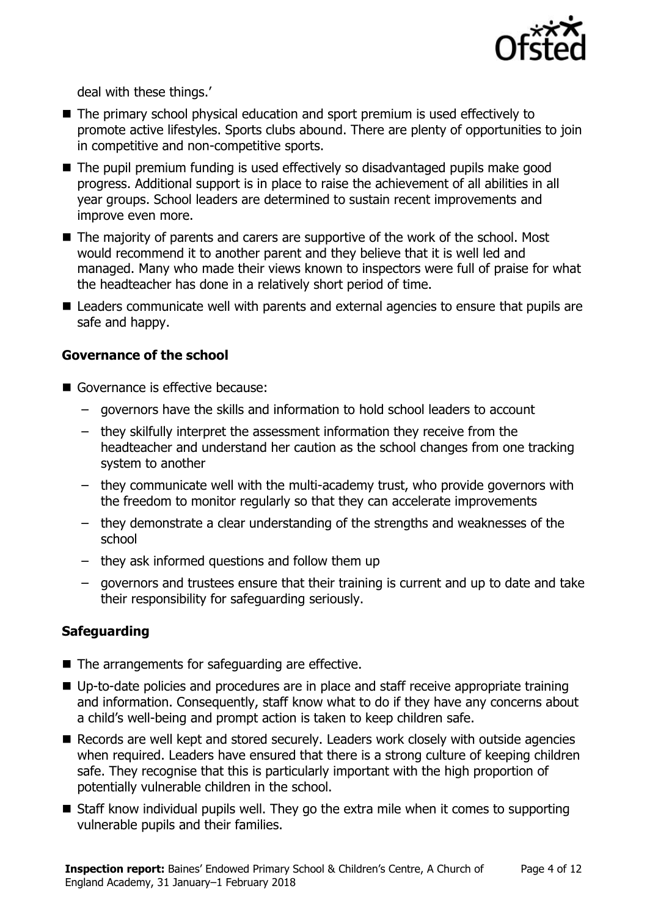deal with these things.'

- The primary school physical education and sport premium is used effectively to promote active lifestyles. Sports clubs abound. There are plenty of opportunities to join in competitive and non-competitive sports.
- The pupil premium funding is used effectively so disadvantaged pupils make good progress. Additional support is in place to raise the achievement of all abilities in all year groups. School leaders are determined to sustain recent improvements and improve even more.
- The majority of parents and carers are supportive of the work of the school. Most would recommend it to another parent and they believe that it is well led and managed. Many who made their views known to inspectors were full of praise for what the headteacher has done in a relatively short period of time.
- Leaders communicate well with parents and external agencies to ensure that pupils are safe and happy.

### Governance of the school

- Governance is effective because:
  - governors have the skills and information to hold school leaders to account
  - they skilfully interpret the assessment information they receive from the headteacher and understand her caution as the school changes from one tracking system to another
  - they communicate well with the multi-academy trust, who provide governors with the freedom to monitor regularly so that they can accelerate improvements
  - they demonstrate a clear understanding of the strengths and weaknesses of the school
  - they ask informed questions and follow them up
  - governors and trustees ensure that their training is current and up to date and take their responsibility for safeguarding seriously.

### Safeguarding

- The arrangements for safeguarding are effective.
- Up-to-date policies and procedures are in place and staff receive appropriate training and information. Consequently, staff know what to do if they have any concerns about a child's well-being and prompt action is taken to keep children safe.
- Records are well kept and stored securely. Leaders work closely with outside agencies when required. Leaders have ensured that there is a strong culture of keeping children safe. They recognise that this is particularly important with the high proportion of potentially vulnerable children in the school.
- Staff know individual pupils well. They go the extra mile when it comes to supporting vulnerable pupils and their families.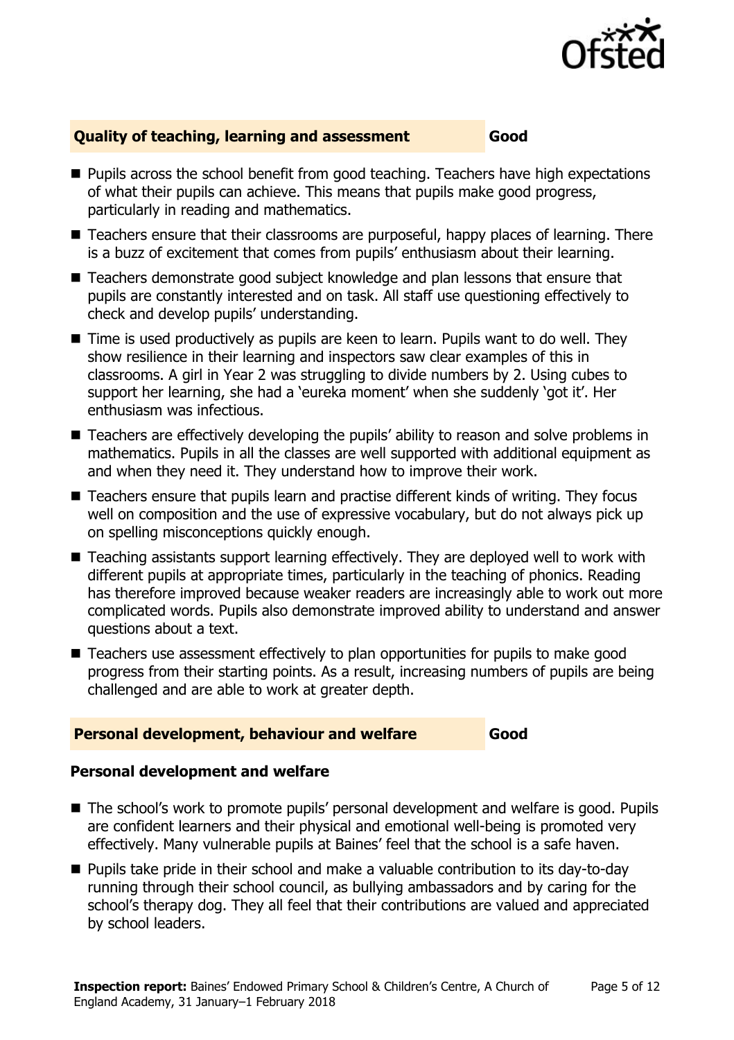## Quality of teaching, learning and assessment — Good

- Pupils across the school benefit from good teaching. Teachers have high expectations of what their pupils can achieve. This means that pupils make good progress, particularly in reading and mathematics.
- Teachers ensure that their classrooms are purposeful, happy places of learning. There is a buzz of excitement that comes from pupils' enthusiasm about their learning.
- Teachers demonstrate good subject knowledge and plan lessons that ensure that pupils are constantly interested and on task. All staff use questioning effectively to check and develop pupils' understanding.
- Time is used productively as pupils are keen to learn. Pupils want to do well. They show resilience in their learning and inspectors saw clear examples of this in classrooms. A girl in Year 2 was struggling to divide numbers by 2. Using cubes to support her learning, she had a 'eureka moment' when she suddenly 'got it'. Her enthusiasm was infectious.
- Teachers are effectively developing the pupils' ability to reason and solve problems in mathematics. Pupils in all the classes are well supported with additional equipment as and when they need it. They understand how to improve their work.
- Teachers ensure that pupils learn and practise different kinds of writing. They focus well on composition and the use of expressive vocabulary, but do not always pick up on spelling misconceptions quickly enough.
- Teaching assistants support learning effectively. They are deployed well to work with different pupils at appropriate times, particularly in the teaching of phonics. Reading has therefore improved because weaker readers are increasingly able to work out more complicated words. Pupils also demonstrate improved ability to understand and answer questions about a text.
- Teachers use assessment effectively to plan opportunities for pupils to make good progress from their starting points. As a result, increasing numbers of pupils are being challenged and are able to work at greater depth.

## Personal development, behaviour and welfare — Good

### Personal development and welfare

- The school's work to promote pupils' personal development and welfare is good. Pupils are confident learners and their physical and emotional well-being is promoted very effectively. Many vulnerable pupils at Baines' feel that the school is a safe haven.
- Pupils take pride in their school and make a valuable contribution to its day-to-day running through their school council, as bullying ambassadors and by caring for the school's therapy dog. They all feel that their contributions are valued and appreciated by school leaders.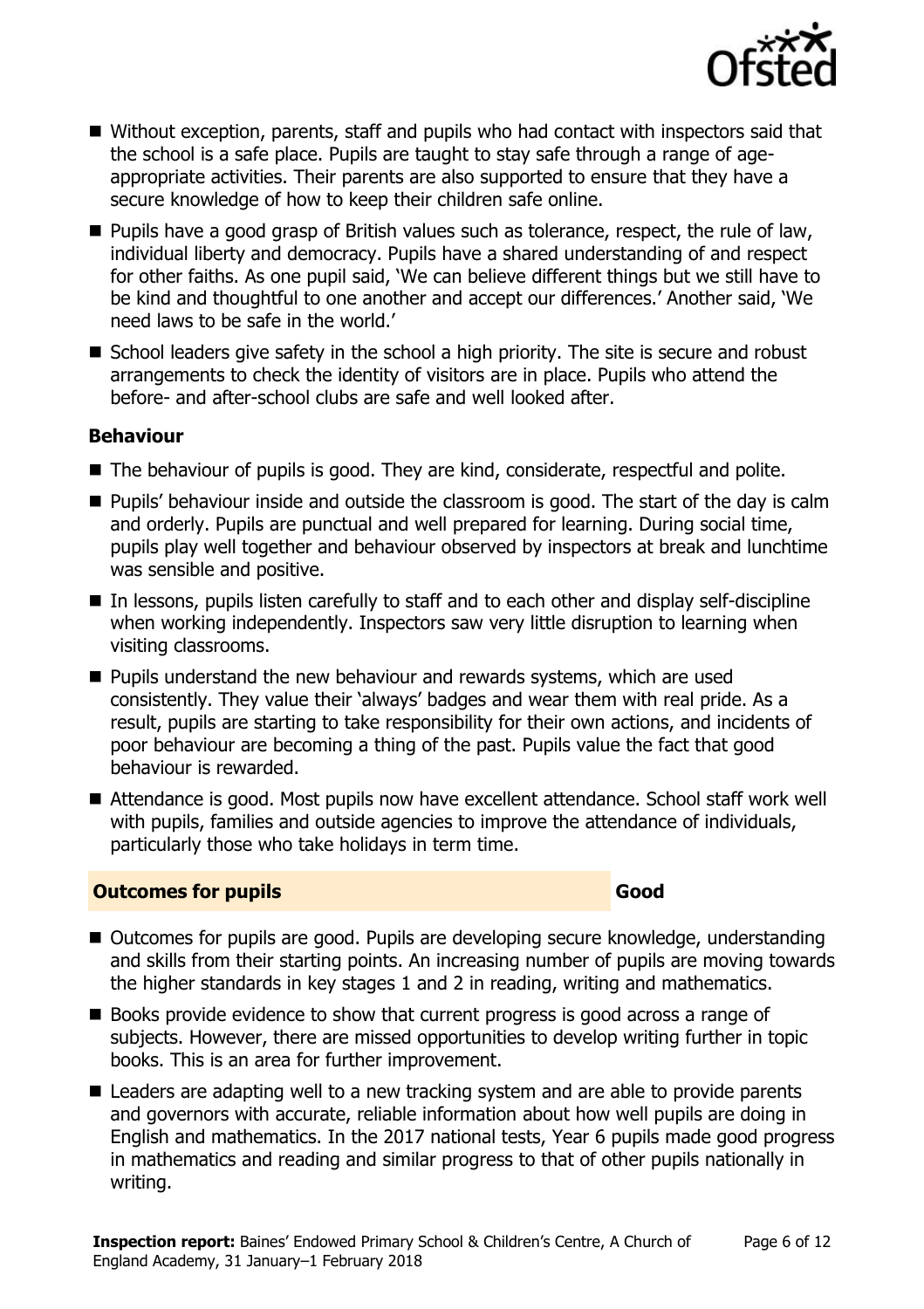- Without exception, parents, staff and pupils who had contact with inspectors said that the school is a safe place. Pupils are taught to stay safe through a range of age-appropriate activities. Their parents are also supported to ensure that they have a secure knowledge of how to keep their children safe online.
- Pupils have a good grasp of British values such as tolerance, respect, the rule of law, individual liberty and democracy. Pupils have a shared understanding of and respect for other faiths. As one pupil said, 'We can believe different things but we still have to be kind and thoughtful to one another and accept our differences.' Another said, 'We need laws to be safe in the world.'
- School leaders give safety in the school a high priority. The site is secure and robust arrangements to check the identity of visitors are in place. Pupils who attend the before- and after-school clubs are safe and well looked after.

**Behaviour**

- The behaviour of pupils is good. They are kind, considerate, respectful and polite.
- Pupils' behaviour inside and outside the classroom is good. The start of the day is calm and orderly. Pupils are punctual and well prepared for learning. During social time, pupils play well together and behaviour observed by inspectors at break and lunchtime was sensible and positive.
- In lessons, pupils listen carefully to staff and to each other and display self-discipline when working independently. Inspectors saw very little disruption to learning when visiting classrooms.
- Pupils understand the new behaviour and rewards systems, which are used consistently. They value their 'always' badges and wear them with real pride. As a result, pupils are starting to take responsibility for their own actions, and incidents of poor behaviour are becoming a thing of the past. Pupils value the fact that good behaviour is rewarded.
- Attendance is good. Most pupils now have excellent attendance. School staff work well with pupils, families and outside agencies to improve the attendance of individuals, particularly those who take holidays in term time.

## Outcomes for pupils — Good

- Outcomes for pupils are good. Pupils are developing secure knowledge, understanding and skills from their starting points. An increasing number of pupils are moving towards the higher standards in key stages 1 and 2 in reading, writing and mathematics.
- Books provide evidence to show that current progress is good across a range of subjects. However, there are missed opportunities to develop writing further in topic books. This is an area for further improvement.
- Leaders are adapting well to a new tracking system and are able to provide parents and governors with accurate, reliable information about how well pupils are doing in English and mathematics. In the 2017 national tests, Year 6 pupils made good progress in mathematics and reading and similar progress to that of other pupils nationally in writing.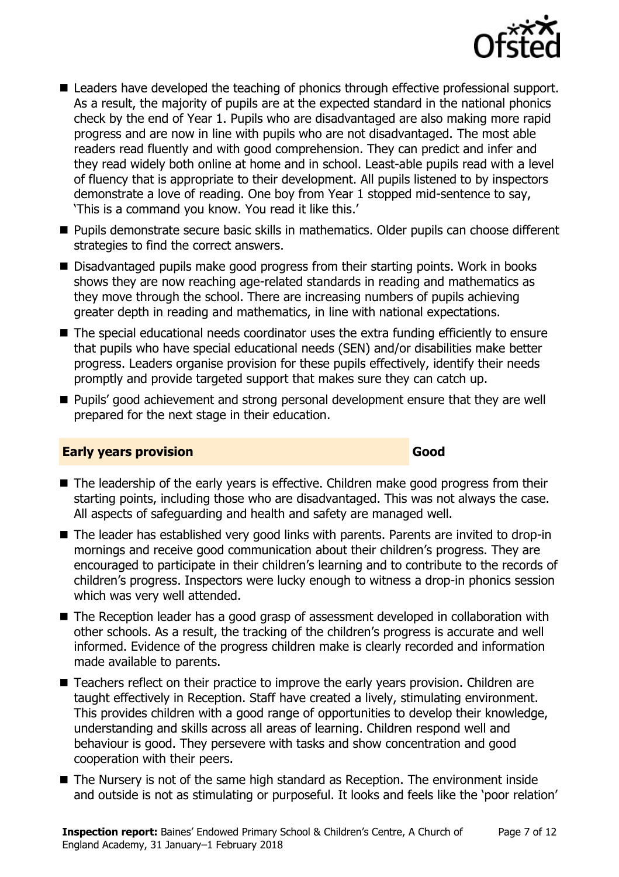- Leaders have developed the teaching of phonics through effective professional support. As a result, the majority of pupils are at the expected standard in the national phonics check by the end of Year 1. Pupils who are disadvantaged are also making more rapid progress and are now in line with pupils who are not disadvantaged. The most able readers read fluently and with good comprehension. They can predict and infer and they read widely both online at home and in school. Least-able pupils read with a level of fluency that is appropriate to their development. All pupils listened to by inspectors demonstrate a love of reading. One boy from Year 1 stopped mid-sentence to say, 'This is a command you know. You read it like this.'
- Pupils demonstrate secure basic skills in mathematics. Older pupils can choose different strategies to find the correct answers.
- Disadvantaged pupils make good progress from their starting points. Work in books shows they are now reaching age-related standards in reading and mathematics as they move through the school. There are increasing numbers of pupils achieving greater depth in reading and mathematics, in line with national expectations.
- The special educational needs coordinator uses the extra funding efficiently to ensure that pupils who have special educational needs (SEN) and/or disabilities make better progress. Leaders organise provision for these pupils effectively, identify their needs promptly and provide targeted support that makes sure they can catch up.
- Pupils' good achievement and strong personal development ensure that they are well prepared for the next stage in their education.

## Early years provision — Good

- The leadership of the early years is effective. Children make good progress from their starting points, including those who are disadvantaged. This was not always the case. All aspects of safeguarding and health and safety are managed well.
- The leader has established very good links with parents. Parents are invited to drop-in mornings and receive good communication about their children's progress. They are encouraged to participate in their children's learning and to contribute to the records of children's progress. Inspectors were lucky enough to witness a drop-in phonics session which was very well attended.
- The Reception leader has a good grasp of assessment developed in collaboration with other schools. As a result, the tracking of the children's progress is accurate and well informed. Evidence of the progress children make is clearly recorded and information made available to parents.
- Teachers reflect on their practice to improve the early years provision. Children are taught effectively in Reception. Staff have created a lively, stimulating environment. This provides children with a good range of opportunities to develop their knowledge, understanding and skills across all areas of learning. Children respond well and behaviour is good. They persevere with tasks and show concentration and good cooperation with their peers.
- The Nursery is not of the same high standard as Reception. The environment inside and outside is not as stimulating or purposeful. It looks and feels like the 'poor relation'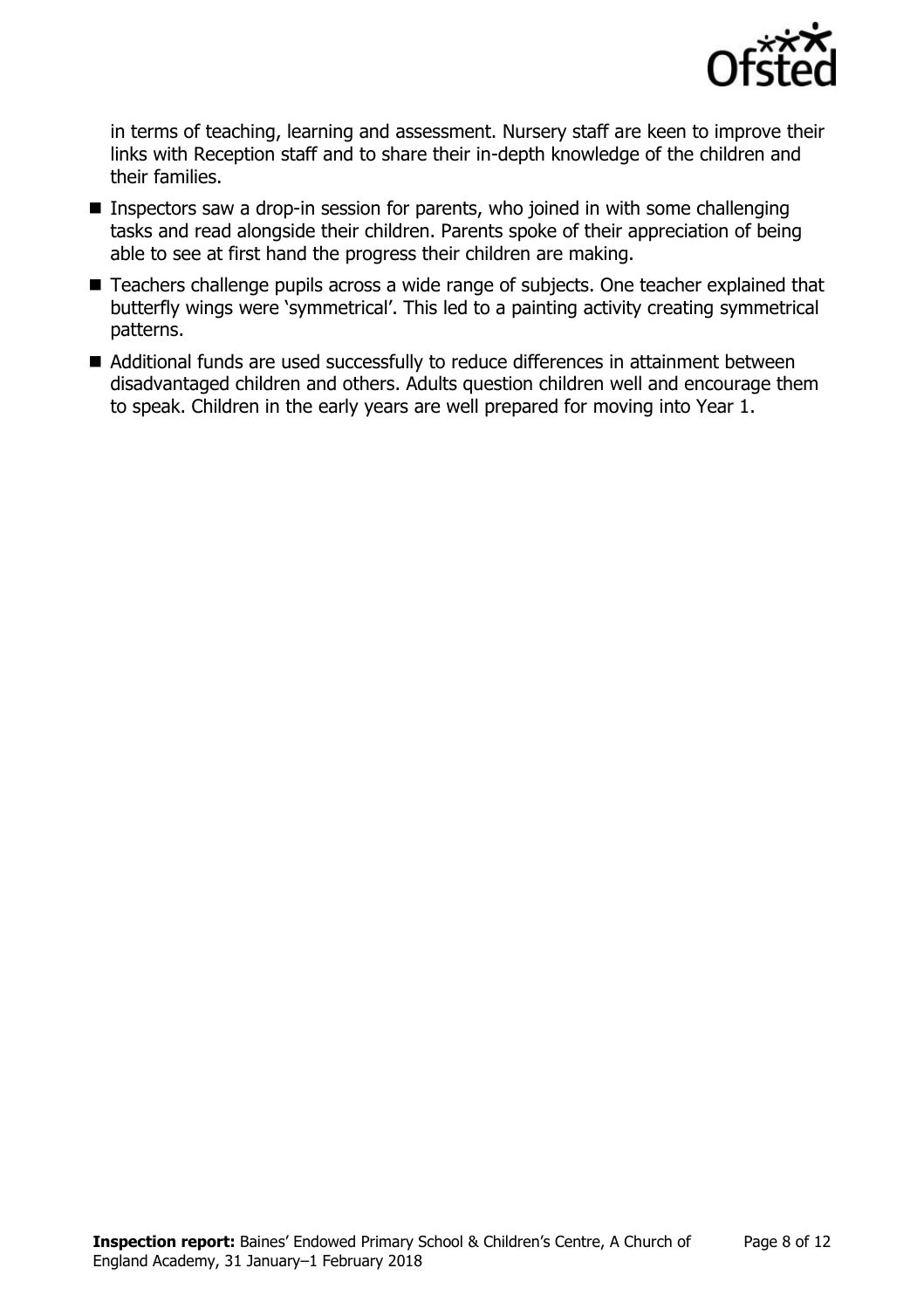in terms of teaching, learning and assessment. Nursery staff are keen to improve their links with Reception staff and to share their in-depth knowledge of the children and their families.

- Inspectors saw a drop-in session for parents, who joined in with some challenging tasks and read alongside their children. Parents spoke of their appreciation of being able to see at first hand the progress their children are making.
- Teachers challenge pupils across a wide range of subjects. One teacher explained that butterfly wings were 'symmetrical'. This led to a painting activity creating symmetrical patterns.
- Additional funds are used successfully to reduce differences in attainment between disadvantaged children and others. Adults question children well and encourage them to speak. Children in the early years are well prepared for moving into Year 1.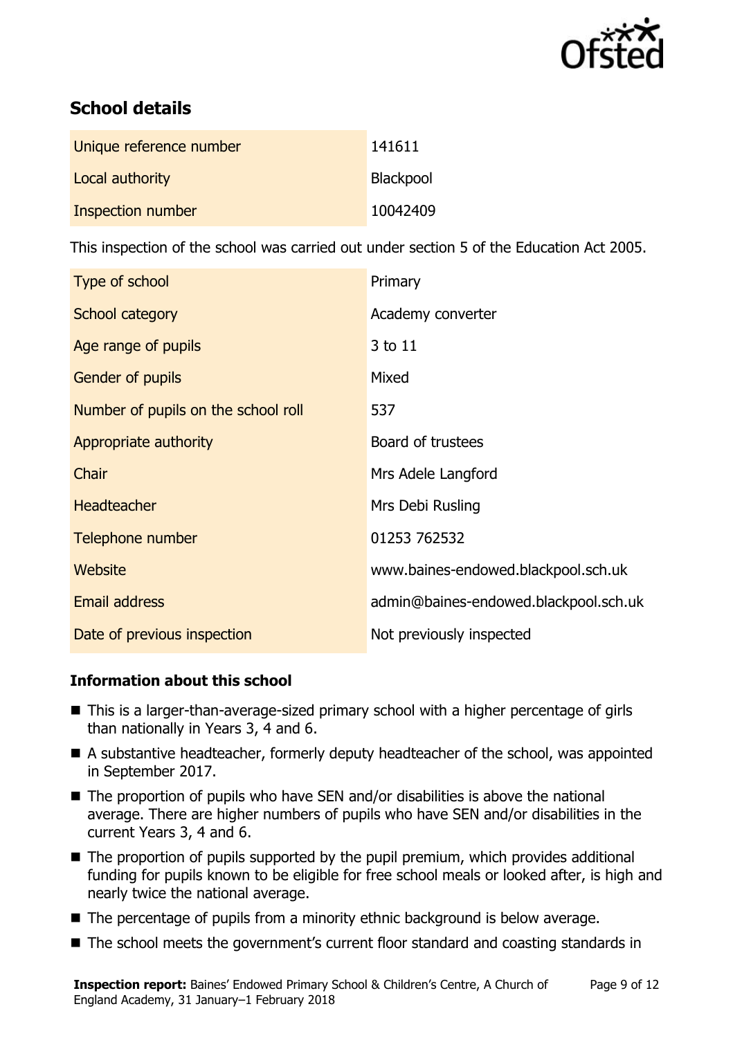## School details

| | |
|---|---|
| Unique reference number | 141611 |
| Local authority | Blackpool |
| Inspection number | 10042409 |

This inspection of the school was carried out under section 5 of the Education Act 2005.

| | |
|---|---|
| Type of school | Primary |
| School category | Academy converter |
| Age range of pupils | 3 to 11 |
| Gender of pupils | Mixed |
| Number of pupils on the school roll | 537 |
| Appropriate authority | Board of trustees |
| Chair | Mrs Adele Langford |
| Headteacher | Mrs Debi Rusling |
| Telephone number | 01253 762532 |
| Website | www.baines-endowed.blackpool.sch.uk |
| Email address | admin@baines-endowed.blackpool.sch.uk |
| Date of previous inspection | Not previously inspected |

### Information about this school

- This is a larger-than-average-sized primary school with a higher percentage of girls than nationally in Years 3, 4 and 6.
- A substantive headteacher, formerly deputy headteacher of the school, was appointed in September 2017.
- The proportion of pupils who have SEN and/or disabilities is above the national average. There are higher numbers of pupils who have SEN and/or disabilities in the current Years 3, 4 and 6.
- The proportion of pupils supported by the pupil premium, which provides additional funding for pupils known to be eligible for free school meals or looked after, is high and nearly twice the national average.
- The percentage of pupils from a minority ethnic background is below average.
- The school meets the government's current floor standard and coasting standards in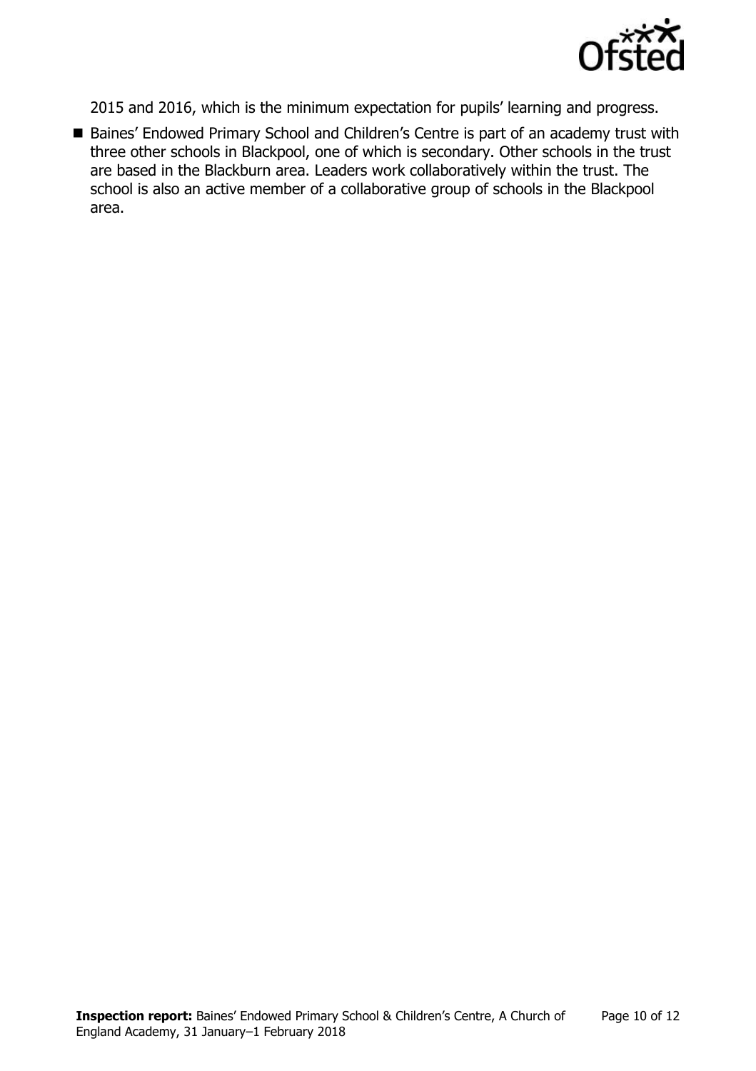2015 and 2016, which is the minimum expectation for pupils' learning and progress.

- Baines' Endowed Primary School and Children's Centre is part of an academy trust with three other schools in Blackpool, one of which is secondary. Other schools in the trust are based in the Blackburn area. Leaders work collaboratively within the trust. The school is also an active member of a collaborative group of schools in the Blackpool area.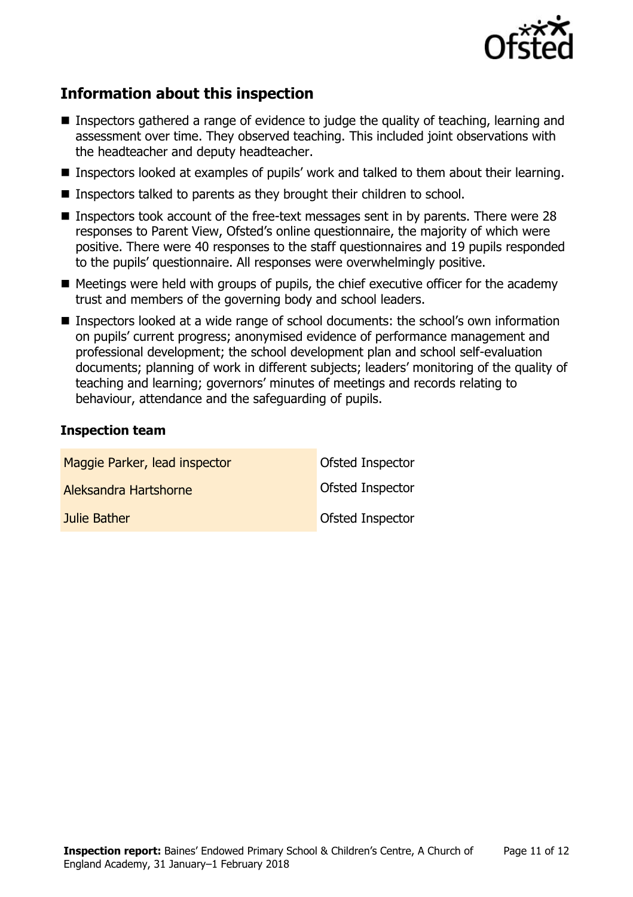## Information about this inspection

- Inspectors gathered a range of evidence to judge the quality of teaching, learning and assessment over time. They observed teaching. This included joint observations with the headteacher and deputy headteacher.
- Inspectors looked at examples of pupils' work and talked to them about their learning.
- Inspectors talked to parents as they brought their children to school.
- Inspectors took account of the free-text messages sent in by parents. There were 28 responses to Parent View, Ofsted's online questionnaire, the majority of which were positive. There were 40 responses to the staff questionnaires and 19 pupils responded to the pupils' questionnaire. All responses were overwhelmingly positive.
- Meetings were held with groups of pupils, the chief executive officer for the academy trust and members of the governing body and school leaders.
- Inspectors looked at a wide range of school documents: the school's own information on pupils' current progress; anonymised evidence of performance management and professional development; the school development plan and school self-evaluation documents; planning of work in different subjects; leaders' monitoring of the quality of teaching and learning; governors' minutes of meetings and records relating to behaviour, attendance and the safeguarding of pupils.

### Inspection team

| | |
|---|---|
| Maggie Parker, lead inspector | Ofsted Inspector |
| Aleksandra Hartshorne | Ofsted Inspector |
| Julie Bather | Ofsted Inspector |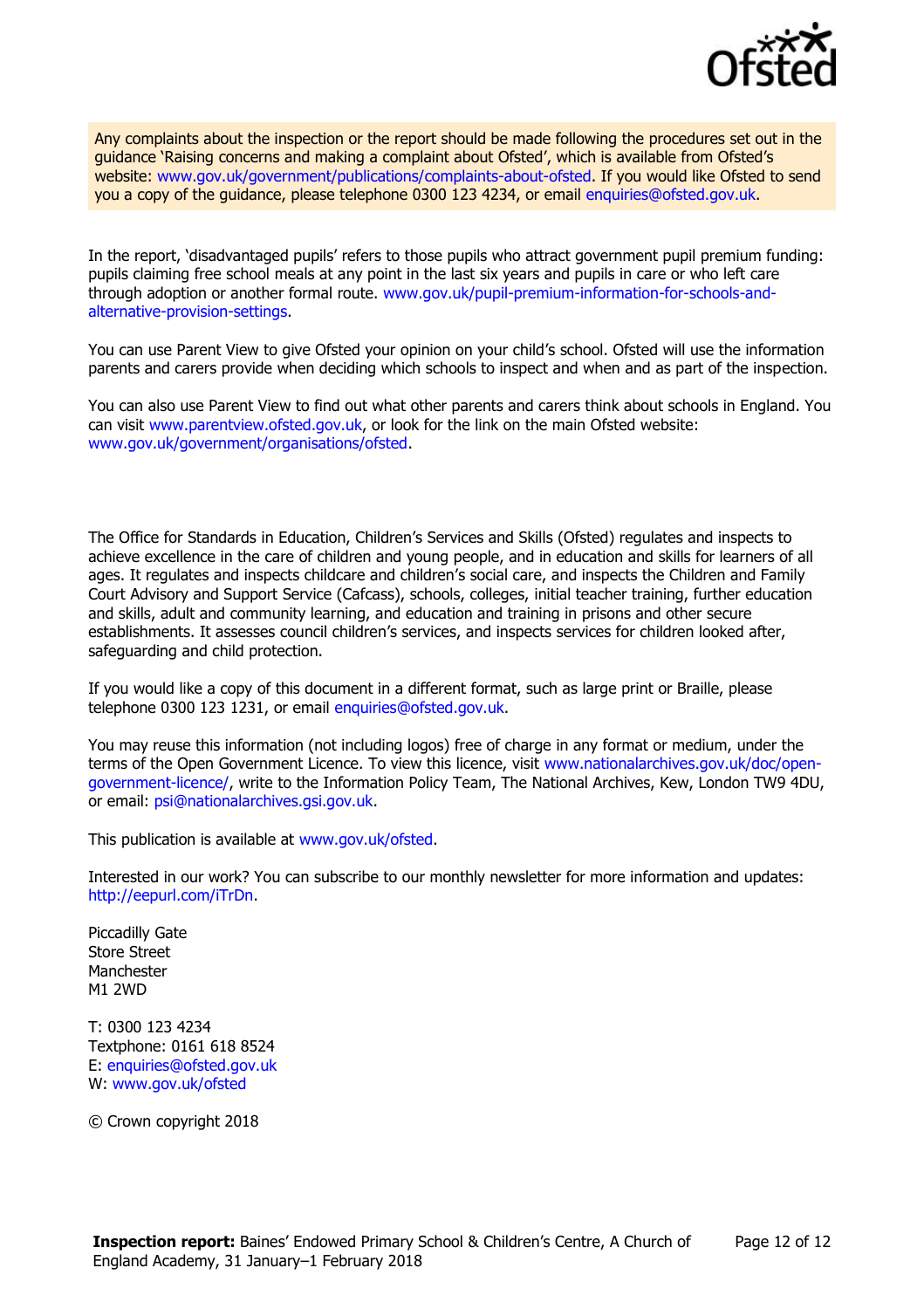Any complaints about the inspection or the report should be made following the procedures set out in the guidance 'Raising concerns and making a complaint about Ofsted', which is available from Ofsted's website: www.gov.uk/government/publications/complaints-about-ofsted. If you would like Ofsted to send you a copy of the guidance, please telephone 0300 123 4234, or email enquiries@ofsted.gov.uk.

In the report, 'disadvantaged pupils' refers to those pupils who attract government pupil premium funding: pupils claiming free school meals at any point in the last six years and pupils in care or who left care through adoption or another formal route. www.gov.uk/pupil-premium-information-for-schools-and-alternative-provision-settings.

You can use Parent View to give Ofsted your opinion on your child's school. Ofsted will use the information parents and carers provide when deciding which schools to inspect and when and as part of the inspection.

You can also use Parent View to find out what other parents and carers think about schools in England. You can visit www.parentview.ofsted.gov.uk, or look for the link on the main Ofsted website: www.gov.uk/government/organisations/ofsted.

The Office for Standards in Education, Children's Services and Skills (Ofsted) regulates and inspects to achieve excellence in the care of children and young people, and in education and skills for learners of all ages. It regulates and inspects childcare and children's social care, and inspects the Children and Family Court Advisory and Support Service (Cafcass), schools, colleges, initial teacher training, further education and skills, adult and community learning, and education and training in prisons and other secure establishments. It assesses council children's services, and inspects services for children looked after, safeguarding and child protection.

If you would like a copy of this document in a different format, such as large print or Braille, please telephone 0300 123 1231, or email enquiries@ofsted.gov.uk.

You may reuse this information (not including logos) free of charge in any format or medium, under the terms of the Open Government Licence. To view this licence, visit www.nationalarchives.gov.uk/doc/open-government-licence/, write to the Information Policy Team, The National Archives, Kew, London TW9 4DU, or email: psi@nationalarchives.gsi.gov.uk.

This publication is available at www.gov.uk/ofsted.

Interested in our work? You can subscribe to our monthly newsletter for more information and updates: http://eepurl.com/iTrDn.

Piccadilly Gate
Store Street
Manchester
M1 2WD

T: 0300 123 4234
Textphone: 0161 618 8524
E: enquiries@ofsted.gov.uk
W: www.gov.uk/ofsted

© Crown copyright 2018